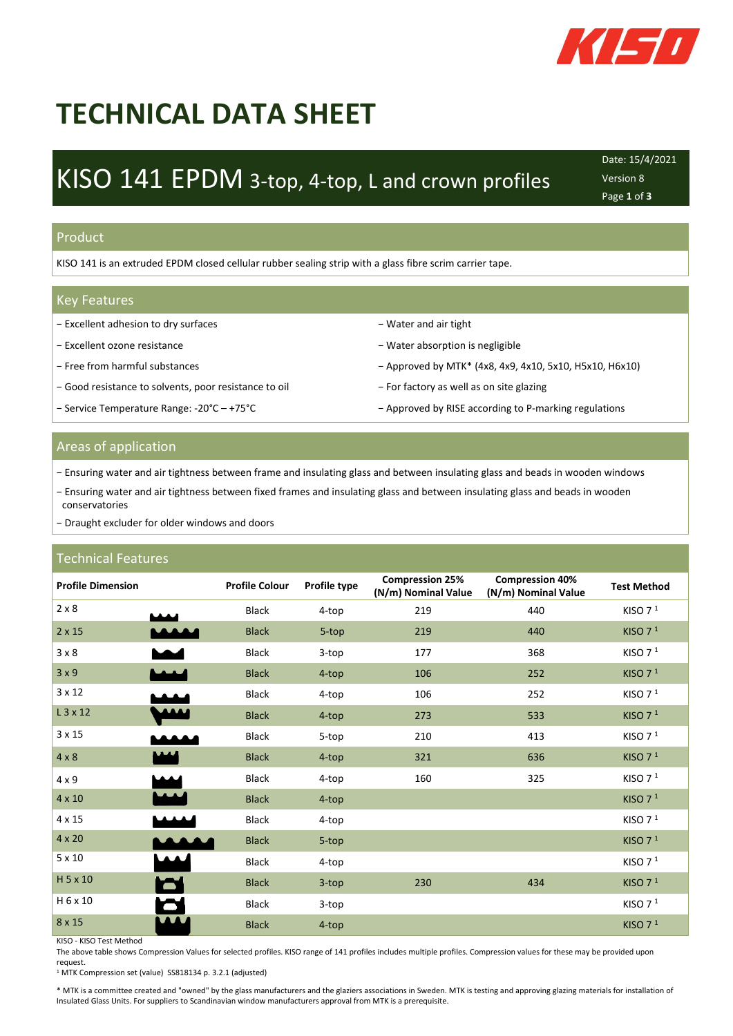# TECHNICAL DATA SHEET

## KISO 141 EPDM 3-top, 4-top, L and crown profiles

Date: 15/4/2021
Version 8

### Product

KISO 141 is an extruded EPDM closed cellular rubber sealing strip with a glass fibre scrim carrier tape.

### Key Features

- Excellent adhesion to dry surfaces
- Excellent ozone resistance
- Free from harmful substances
- Good resistance to solvents, poor resistance to oil
- Service Temperature Range: -20°C – +75°C
- Water and air tight
- Water absorption is negligible
- Approved by MTK* (4x8, 4x9, 4x10, 5x10, H5x10, H6x10)
- For factory as well as on site glazing
- Approved by RISE according to P-marking regulations

### Areas of application

- Ensuring water and air tightness between frame and insulating glass and between insulating glass and beads in wooden windows
- Ensuring water and air tightness between fixed frames and insulating glass and between insulating glass and beads in wooden conservatories
- Draught excluder for older windows and doors

### Technical Features

| Profile Dimension | Profile Colour | Profile type | Compression 25% (N/m) Nominal Value | Compression 40% (N/m) Nominal Value | Test Method |
|---|---|---|---|---|---|
| 2 x 8 | Black | 4-top | 219 | 440 | KISO 7 [1] |
| 2 x 15 | Black | 5-top | 219 | 440 | KISO 7 [1] |
| 3 x 8 | Black | 3-top | 177 | 368 | KISO 7 [1] |
| 3 x 9 | Black | 4-top | 106 | 252 | KISO 7 [1] |
| 3 x 12 | Black | 4-top | 106 | 252 | KISO 7 [1] |
| L 3 x 12 | Black | 4-top | 273 | 533 | KISO 7 [1] |
| 3 x 15 | Black | 5-top | 210 | 413 | KISO 7 [1] |
| 4 x 8 | Black | 4-top | 321 | 636 | KISO 7 [1] |
| 4 x 9 | Black | 4-top | 160 | 325 | KISO 7 [1] |
| 4 x 10 | Black | 4-top | | | KISO 7 [1] |
| 4 x 15 | Black | 4-top | | | KISO 7 [1] |
| 4 x 20 | Black | 5-top | | | KISO 7 [1] |
| 5 x 10 | Black | 4-top | | | KISO 7 [1] |
| H 5 x 10 | Black | 3-top | 230 | 434 | KISO 7 [1] |
| H 6 x 10 | Black | 3-top | | | KISO 7 [1] |
| 8 x 15 | Black | 4-top | | | KISO 7 [1] |

KISO - KISO Test Method

The above table shows Compression Values for selected profiles. KISO range of 141 profiles includes multiple profiles. Compression values for these may be provided upon request.

[1] MTK Compression set (value) SS818134 p. 3.2.1 (adjusted)

\* MTK is a committee created and "owned" by the glass manufacturers and the glaziers associations in Sweden. MTK is testing and approving glazing materials for installation of Insulated Glass Units. For suppliers to Scandinavian window manufacturers approval from MTK is a prerequisite.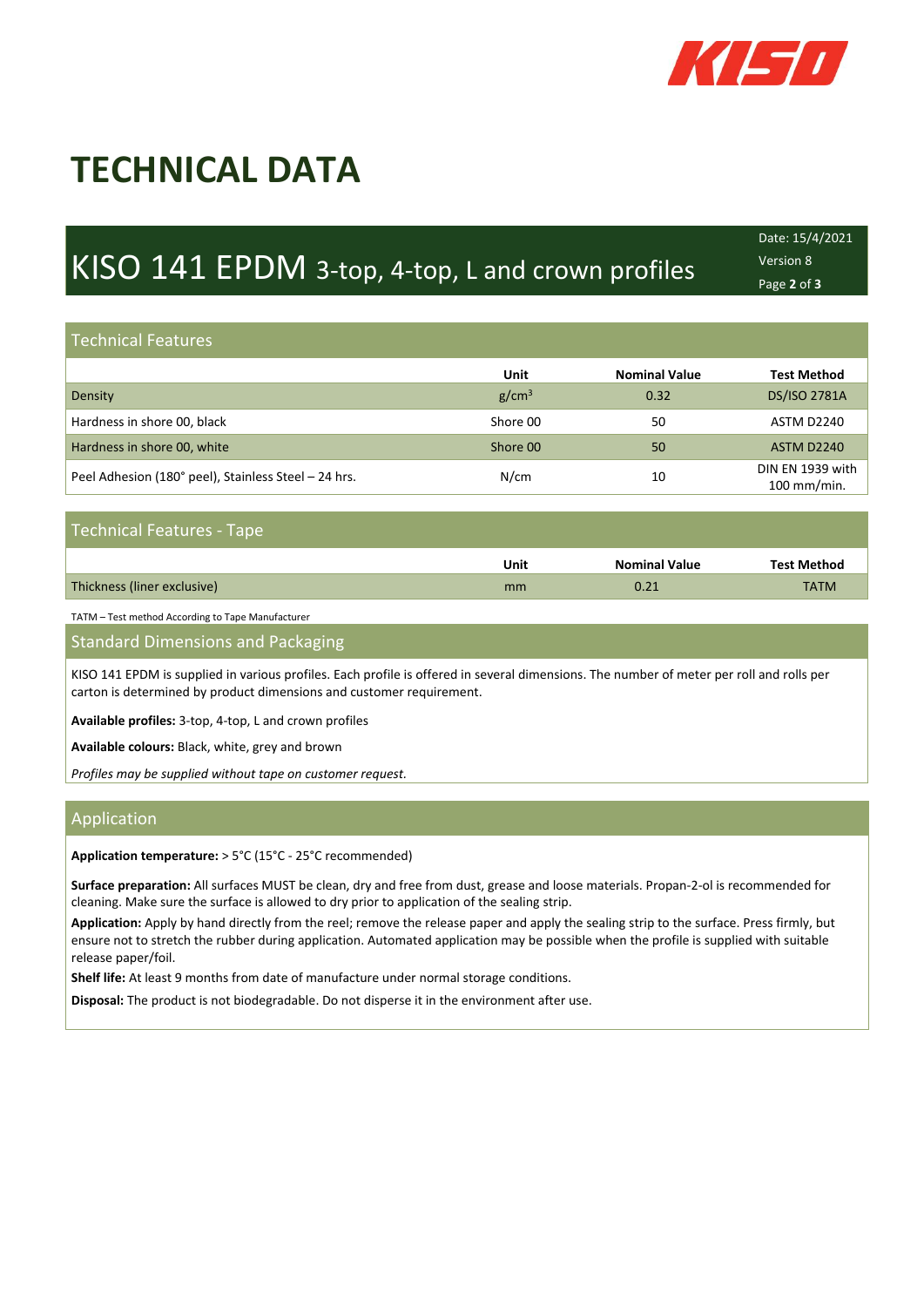# TECHNICAL DATA

## KISO 141 EPDM 3-top, 4-top, L and crown profiles

Date: 15/4/2021
Version 8

### Technical Features

| | Unit | Nominal Value | Test Method |
|---|---|---|---|
| Density | $g/cm^3$ | 0.32 | DS/ISO 2781A |
| Hardness in shore 00, black | Shore 00 | 50 | ASTM D2240 |
| Hardness in shore 00, white | Shore 00 | 50 | ASTM D2240 |
| Peel Adhesion (180° peel), Stainless Steel – 24 hrs. | N/cm | 10 | DIN EN 1939 with 100 mm/min. |

### Technical Features - Tape

| | Unit | Nominal Value | Test Method |
|---|---|---|---|
| Thickness (liner exclusive) | mm | 0.21 | TATM |

TATM – Test method According to Tape Manufacturer

### Standard Dimensions and Packaging

KISO 141 EPDM is supplied in various profiles. Each profile is offered in several dimensions. The number of meter per roll and rolls per carton is determined by product dimensions and customer requirement.

**Available profiles:** 3-top, 4-top, L and crown profiles

**Available colours:** Black, white, grey and brown

*Profiles may be supplied without tape on customer request.*

### Application

**Application temperature:** > 5°C (15°C - 25°C recommended)

**Surface preparation:** All surfaces MUST be clean, dry and free from dust, grease and loose materials. Propan-2-ol is recommended for cleaning. Make sure the surface is allowed to dry prior to application of the sealing strip.

**Application:** Apply by hand directly from the reel; remove the release paper and apply the sealing strip to the surface. Press firmly, but ensure not to stretch the rubber during application. Automated application may be possible when the profile is supplied with suitable release paper/foil.

**Shelf life:** At least 9 months from date of manufacture under normal storage conditions.

**Disposal:** The product is not biodegradable. Do not disperse it in the environment after use.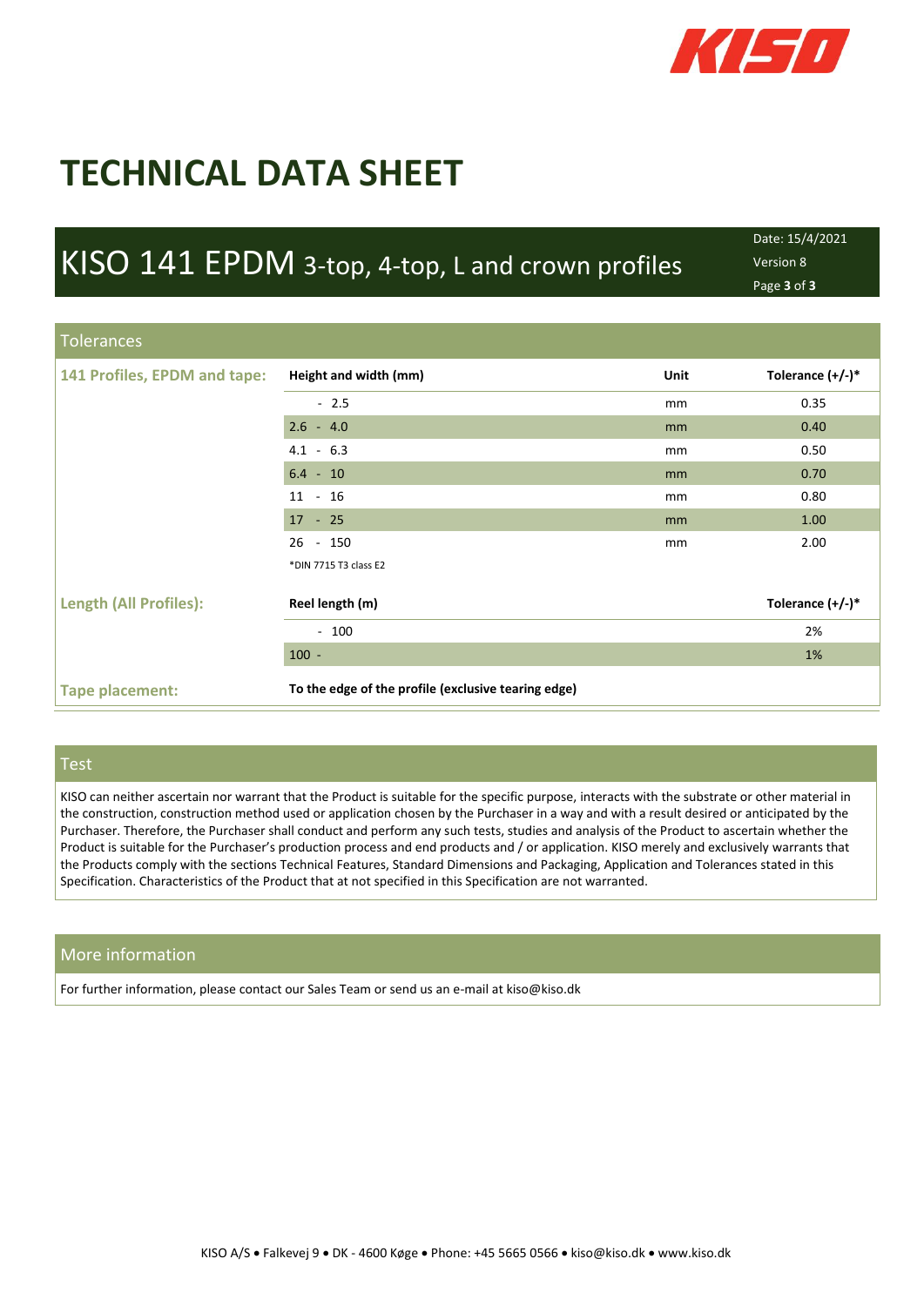# TECHNICAL DATA SHEET

## KISO 141 EPDM 3-top, 4-top, L and crown profiles

Date: 15/4/2021
Version 8

### Tolerances

**141 Profiles, EPDM and tape:**

| Height and width (mm) | Unit | Tolerance (+/-)* |
|---|---|---|
| - 2.5 | mm | 0.35 |
| 2.6 - 4.0 | mm | 0.40 |
| 4.1 - 6.3 | mm | 0.50 |
| 6.4 - 10 | mm | 0.70 |
| 11 - 16 | mm | 0.80 |
| 17 - 25 | mm | 1.00 |
| 26 - 150 | mm | 2.00 |

*DIN 7715 T3 class E2

**Length (All Profiles):**

| Reel length (m) | Tolerance (+/-)* |
|---|---|
| - 100 | 2% |
| 100 - | 1% |

**Tape placement:** To the edge of the profile (exclusive tearing edge)

### Test

KISO can neither ascertain nor warrant that the Product is suitable for the specific purpose, interacts with the substrate or other material in the construction, construction method used or application chosen by the Purchaser in a way and with a result desired or anticipated by the Purchaser. Therefore, the Purchaser shall conduct and perform any such tests, studies and analysis of the Product to ascertain whether the Product is suitable for the Purchaser's production process and end products and / or application. KISO merely and exclusively warrants that the Products comply with the sections Technical Features, Standard Dimensions and Packaging, Application and Tolerances stated in this Specification. Characteristics of the Product that at not specified in this Specification are not warranted.

### More information

For further information, please contact our Sales Team or send us an e-mail at kiso@kiso.dk

KISO A/S • Falkevej 9 • DK - 4600 Køge • Phone: +45 5665 0566 • kiso@kiso.dk • www.kiso.dk